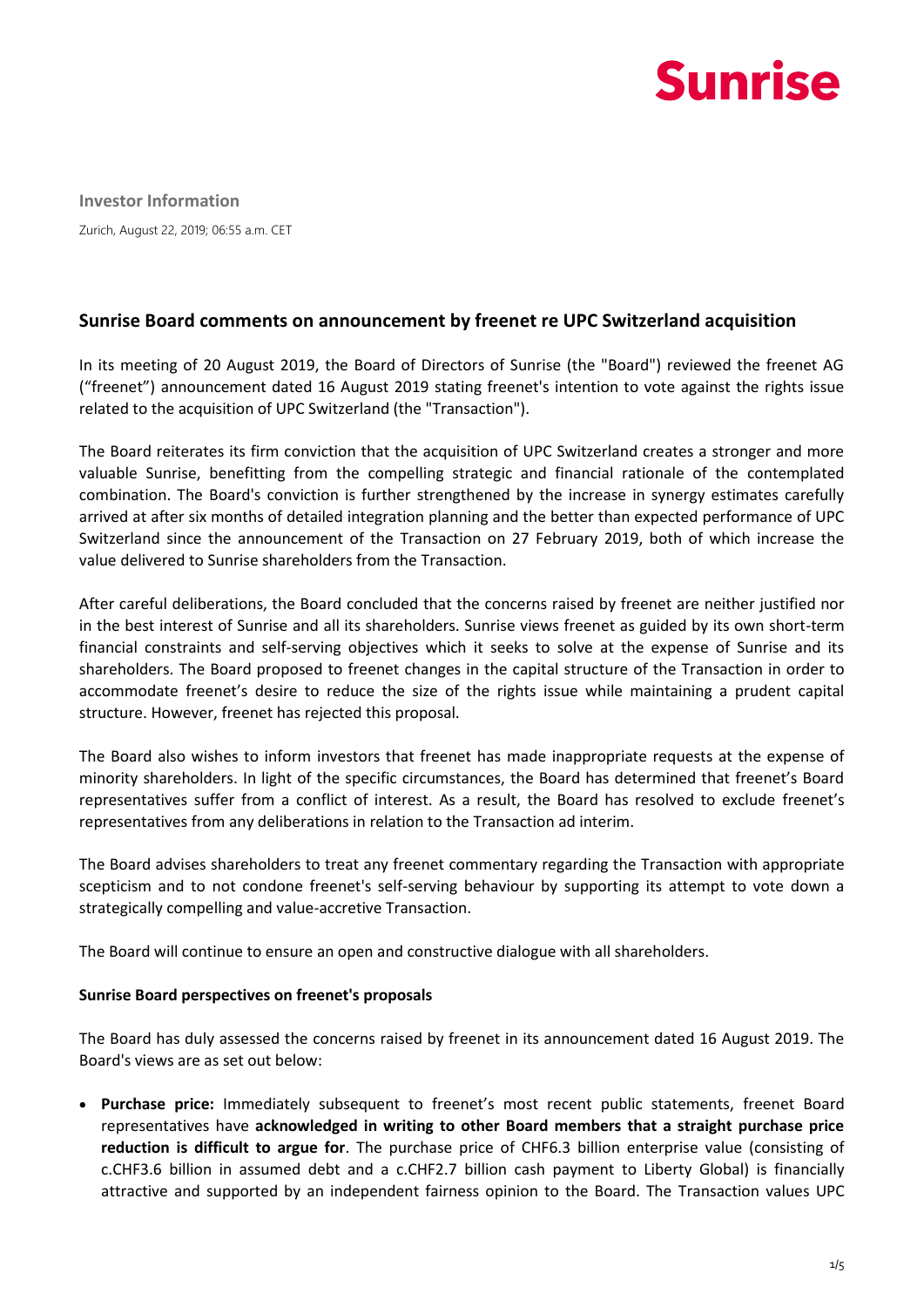Sunrise

**Investor Information**

Zurich, August 22, 2019; 06:55 a.m. CET

## Sunrise Board comments on announcement by freenet re UPC Switzerland acquisition

In its meeting of 20 August 2019, the Board of Directors of Sunrise (the "Board") reviewed the freenet AG ("freenet") announcement dated 16 August 2019 stating freenet's intention to vote against the rights issue related to the acquisition of UPC Switzerland (the "Transaction").

The Board reiterates its firm conviction that the acquisition of UPC Switzerland creates a stronger and more valuable Sunrise, benefitting from the compelling strategic and financial rationale of the contemplated combination. The Board's conviction is further strengthened by the increase in synergy estimates carefully arrived at after six months of detailed integration planning and the better than expected performance of UPC Switzerland since the announcement of the Transaction on 27 February 2019, both of which increase the value delivered to Sunrise shareholders from the Transaction.

After careful deliberations, the Board concluded that the concerns raised by freenet are neither justified nor in the best interest of Sunrise and all its shareholders. Sunrise views freenet as guided by its own short-term financial constraints and self-serving objectives which it seeks to solve at the expense of Sunrise and its shareholders. The Board proposed to freenet changes in the capital structure of the Transaction in order to accommodate freenet's desire to reduce the size of the rights issue while maintaining a prudent capital structure. However, freenet has rejected this proposal.

The Board also wishes to inform investors that freenet has made inappropriate requests at the expense of minority shareholders. In light of the specific circumstances, the Board has determined that freenet's Board representatives suffer from a conflict of interest. As a result, the Board has resolved to exclude freenet's representatives from any deliberations in relation to the Transaction ad interim.

The Board advises shareholders to treat any freenet commentary regarding the Transaction with appropriate scepticism and to not condone freenet's self-serving behaviour by supporting its attempt to vote down a strategically compelling and value-accretive Transaction.

The Board will continue to ensure an open and constructive dialogue with all shareholders.

**Sunrise Board perspectives on freenet's proposals**

The Board has duly assessed the concerns raised by freenet in its announcement dated 16 August 2019. The Board's views are as set out below:

- **Purchase price:** Immediately subsequent to freenet's most recent public statements, freenet Board representatives have **acknowledged in writing to other Board members that a straight purchase price reduction is difficult to argue for**. The purchase price of CHF6.3 billion enterprise value (consisting of c.CHF3.6 billion in assumed debt and a c.CHF2.7 billion cash payment to Liberty Global) is financially attractive and supported by an independent fairness opinion to the Board. The Transaction values UPC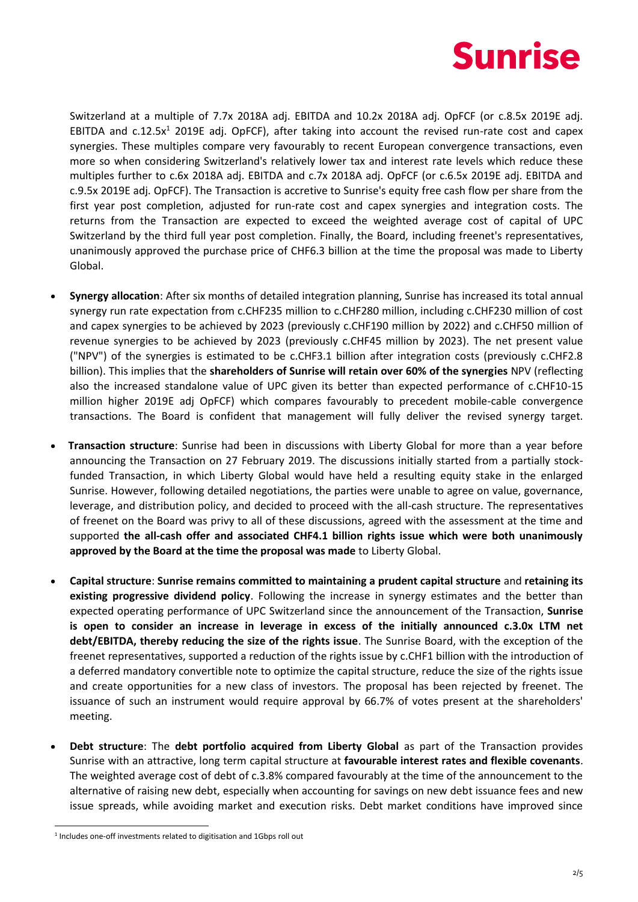Switzerland at a multiple of 7.7x 2018A adj. EBITDA and 10.2x 2018A adj. OpFCF (or c.8.5x 2019E adj. EBITDA and c.12.5x[1] 2019E adj. OpFCF), after taking into account the revised run-rate cost and capex synergies. These multiples compare very favourably to recent European convergence transactions, even more so when considering Switzerland's relatively lower tax and interest rate levels which reduce these multiples further to c.6x 2018A adj. EBITDA and c.7x 2018A adj. OpFCF (or c.6.5x 2019E adj. EBITDA and c.9.5x 2019E adj. OpFCF). The Transaction is accretive to Sunrise's equity free cash flow per share from the first year post completion, adjusted for run-rate cost and capex synergies and integration costs. The returns from the Transaction are expected to exceed the weighted average cost of capital of UPC Switzerland by the third full year post completion. Finally, the Board, including freenet's representatives, unanimously approved the purchase price of CHF6.3 billion at the time the proposal was made to Liberty Global.

- **Synergy allocation**: After six months of detailed integration planning, Sunrise has increased its total annual synergy run rate expectation from c.CHF235 million to c.CHF280 million, including c.CHF230 million of cost and capex synergies to be achieved by 2023 (previously c.CHF190 million by 2022) and c.CHF50 million of revenue synergies to be achieved by 2023 (previously c.CHF45 million by 2023). The net present value ("NPV") of the synergies is estimated to be c.CHF3.1 billion after integration costs (previously c.CHF2.8 billion). This implies that the **shareholders of Sunrise will retain over 60% of the synergies** NPV (reflecting also the increased standalone value of UPC given its better than expected performance of c.CHF10-15 million higher 2019E adj OpFCF) which compares favourably to precedent mobile-cable convergence transactions. The Board is confident that management will fully deliver the revised synergy target.

- **Transaction structure**: Sunrise had been in discussions with Liberty Global for more than a year before announcing the Transaction on 27 February 2019. The discussions initially started from a partially stock-funded Transaction, in which Liberty Global would have held a resulting equity stake in the enlarged Sunrise. However, following detailed negotiations, the parties were unable to agree on value, governance, leverage, and distribution policy, and decided to proceed with the all-cash structure. The representatives of freenet on the Board was privy to all of these discussions, agreed with the assessment at the time and supported **the all-cash offer and associated CHF4.1 billion rights issue which were both unanimously approved by the Board at the time the proposal was made** to Liberty Global.

- **Capital structure**: **Sunrise remains committed to maintaining a prudent capital structure** and **retaining its existing progressive dividend policy**. Following the increase in synergy estimates and the better than expected operating performance of UPC Switzerland since the announcement of the Transaction, **Sunrise is open to consider an increase in leverage in excess of the initially announced c.3.0x LTM net debt/EBITDA, thereby reducing the size of the rights issue**. The Sunrise Board, with the exception of the freenet representatives, supported a reduction of the rights issue by c.CHF1 billion with the introduction of a deferred mandatory convertible note to optimize the capital structure, reduce the size of the rights issue and create opportunities for a new class of investors. The proposal has been rejected by freenet. The issuance of such an instrument would require approval by 66.7% of votes present at the shareholders' meeting.

- **Debt structure**: The **debt portfolio acquired from Liberty Global** as part of the Transaction provides Sunrise with an attractive, long term capital structure at **favourable interest rates and flexible covenants**. The weighted average cost of debt of c.3.8% compared favourably at the time of the announcement to the alternative of raising new debt, especially when accounting for savings on new debt issuance fees and new issue spreads, while avoiding market and execution risks. Debt market conditions have improved since

[1] Includes one-off investments related to digitisation and 1Gbps roll out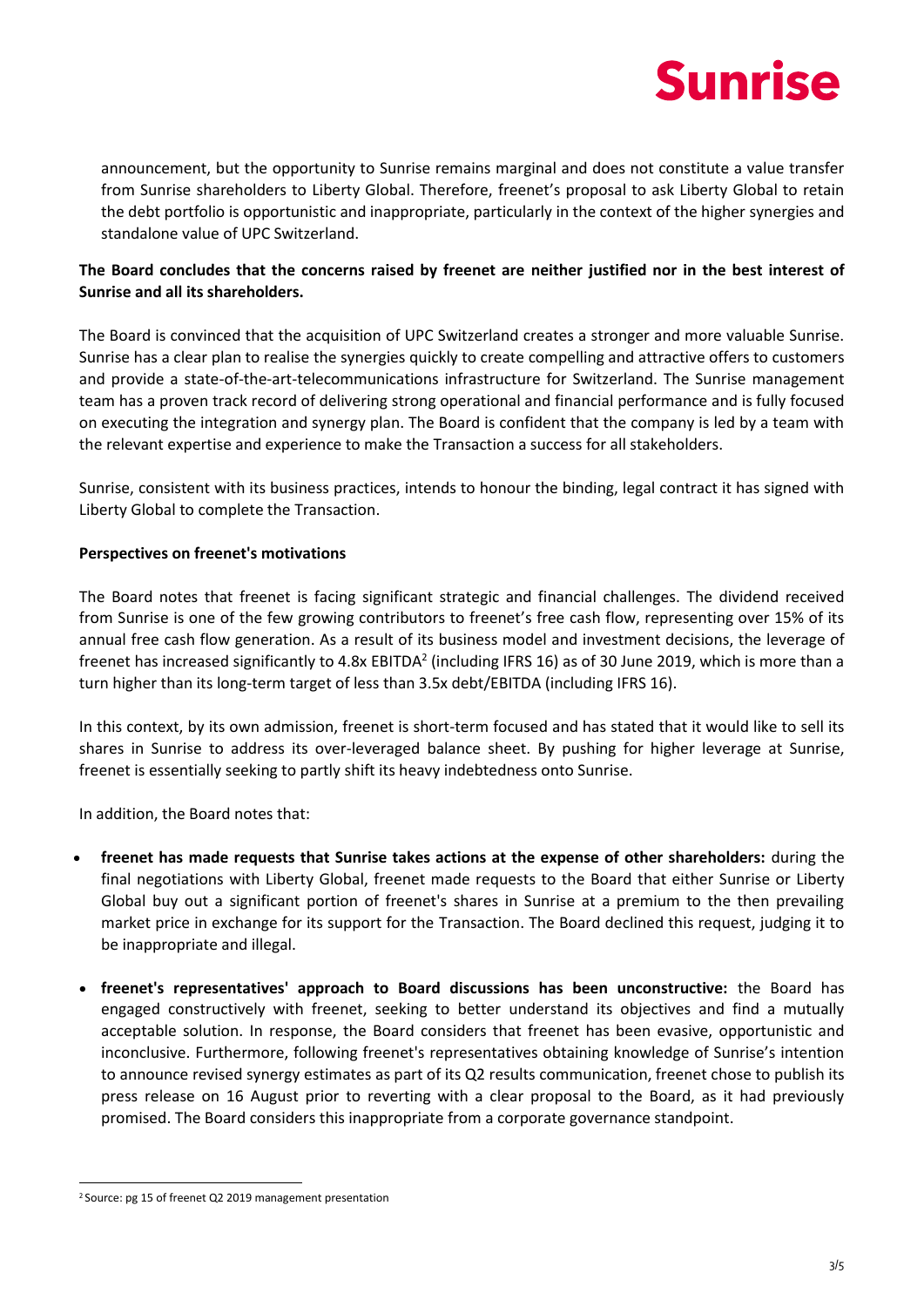announcement, but the opportunity to Sunrise remains marginal and does not constitute a value transfer from Sunrise shareholders to Liberty Global. Therefore, freenet's proposal to ask Liberty Global to retain the debt portfolio is opportunistic and inappropriate, particularly in the context of the higher synergies and standalone value of UPC Switzerland.

**The Board concludes that the concerns raised by freenet are neither justified nor in the best interest of Sunrise and all its shareholders.**

The Board is convinced that the acquisition of UPC Switzerland creates a stronger and more valuable Sunrise. Sunrise has a clear plan to realise the synergies quickly to create compelling and attractive offers to customers and provide a state-of-the-art-telecommunications infrastructure for Switzerland. The Sunrise management team has a proven track record of delivering strong operational and financial performance and is fully focused on executing the integration and synergy plan. The Board is confident that the company is led by a team with the relevant expertise and experience to make the Transaction a success for all stakeholders.

Sunrise, consistent with its business practices, intends to honour the binding, legal contract it has signed with Liberty Global to complete the Transaction.

**Perspectives on freenet's motivations**

The Board notes that freenet is facing significant strategic and financial challenges. The dividend received from Sunrise is one of the few growing contributors to freenet's free cash flow, representing over 15% of its annual free cash flow generation. As a result of its business model and investment decisions, the leverage of freenet has increased significantly to 4.8x EBITDA[2] (including IFRS 16) as of 30 June 2019, which is more than a turn higher than its long-term target of less than 3.5x debt/EBITDA (including IFRS 16).

In this context, by its own admission, freenet is short-term focused and has stated that it would like to sell its shares in Sunrise to address its over-leveraged balance sheet. By pushing for higher leverage at Sunrise, freenet is essentially seeking to partly shift its heavy indebtedness onto Sunrise.

In addition, the Board notes that:

- **freenet has made requests that Sunrise takes actions at the expense of other shareholders:** during the final negotiations with Liberty Global, freenet made requests to the Board that either Sunrise or Liberty Global buy out a significant portion of freenet's shares in Sunrise at a premium to the then prevailing market price in exchange for its support for the Transaction. The Board declined this request, judging it to be inappropriate and illegal.
- **freenet's representatives' approach to Board discussions has been unconstructive:** the Board has engaged constructively with freenet, seeking to better understand its objectives and find a mutually acceptable solution. In response, the Board considers that freenet has been evasive, opportunistic and inconclusive. Furthermore, following freenet's representatives obtaining knowledge of Sunrise's intention to announce revised synergy estimates as part of its Q2 results communication, freenet chose to publish its press release on 16 August prior to reverting with a clear proposal to the Board, as it had previously promised. The Board considers this inappropriate from a corporate governance standpoint.

[2] Source: pg 15 of freenet Q2 2019 management presentation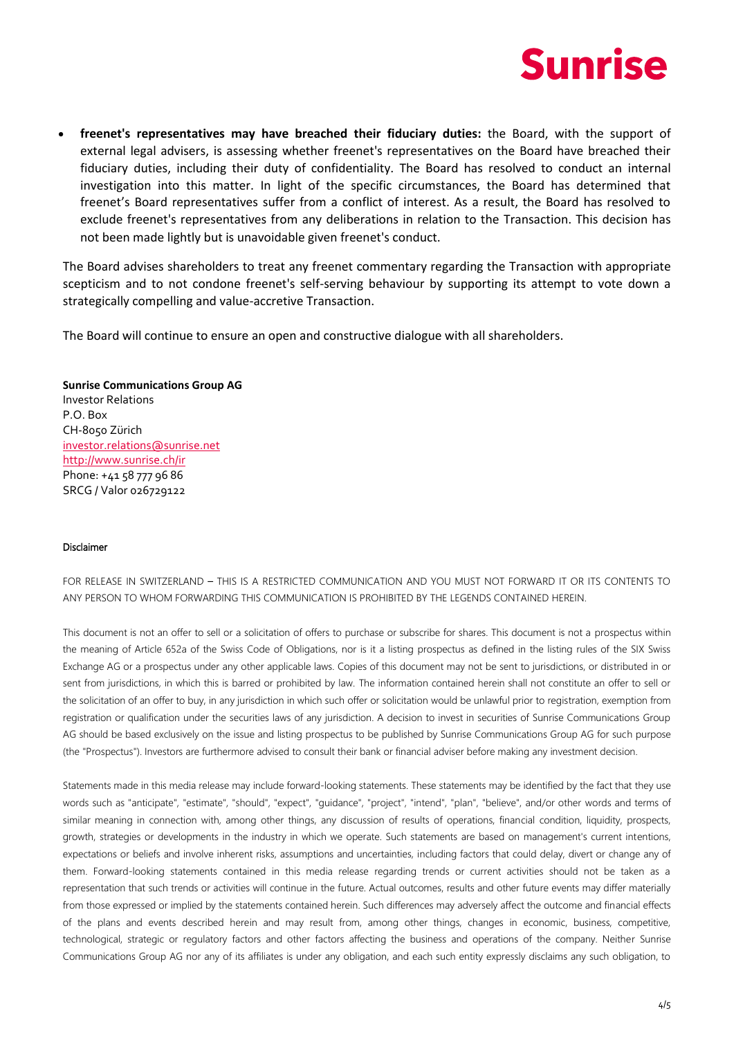- **freenet's representatives may have breached their fiduciary duties:** the Board, with the support of external legal advisers, is assessing whether freenet's representatives on the Board have breached their fiduciary duties, including their duty of confidentiality. The Board has resolved to conduct an internal investigation into this matter. In light of the specific circumstances, the Board has determined that freenet's Board representatives suffer from a conflict of interest. As a result, the Board has resolved to exclude freenet's representatives from any deliberations in relation to the Transaction. This decision has not been made lightly but is unavoidable given freenet's conduct.

The Board advises shareholders to treat any freenet commentary regarding the Transaction with appropriate scepticism and to not condone freenet's self-serving behaviour by supporting its attempt to vote down a strategically compelling and value-accretive Transaction.

The Board will continue to ensure an open and constructive dialogue with all shareholders.

**Sunrise Communications Group AG**
Investor Relations
P.O. Box
CH-8050 Zürich
investor.relations@sunrise.net
http://www.sunrise.ch/ir
Phone: +41 58 777 96 86
SRCG / Valor 026729122

Disclaimer

FOR RELEASE IN SWITZERLAND – THIS IS A RESTRICTED COMMUNICATION AND YOU MUST NOT FORWARD IT OR ITS CONTENTS TO ANY PERSON TO WHOM FORWARDING THIS COMMUNICATION IS PROHIBITED BY THE LEGENDS CONTAINED HEREIN.

This document is not an offer to sell or a solicitation of offers to purchase or subscribe for shares. This document is not a prospectus within the meaning of Article 652a of the Swiss Code of Obligations, nor is it a listing prospectus as defined in the listing rules of the SIX Swiss Exchange AG or a prospectus under any other applicable laws. Copies of this document may not be sent to jurisdictions, or distributed in or sent from jurisdictions, in which this is barred or prohibited by law. The information contained herein shall not constitute an offer to sell or the solicitation of an offer to buy, in any jurisdiction in which such offer or solicitation would be unlawful prior to registration, exemption from registration or qualification under the securities laws of any jurisdiction. A decision to invest in securities of Sunrise Communications Group AG should be based exclusively on the issue and listing prospectus to be published by Sunrise Communications Group AG for such purpose (the "Prospectus"). Investors are furthermore advised to consult their bank or financial adviser before making any investment decision.

Statements made in this media release may include forward-looking statements. These statements may be identified by the fact that they use words such as "anticipate", "estimate", "should", "expect", "guidance", "project", "intend", "plan", "believe", and/or other words and terms of similar meaning in connection with, among other things, any discussion of results of operations, financial condition, liquidity, prospects, growth, strategies or developments in the industry in which we operate. Such statements are based on management's current intentions, expectations or beliefs and involve inherent risks, assumptions and uncertainties, including factors that could delay, divert or change any of them. Forward-looking statements contained in this media release regarding trends or current activities should not be taken as a representation that such trends or activities will continue in the future. Actual outcomes, results and other future events may differ materially from those expressed or implied by the statements contained herein. Such differences may adversely affect the outcome and financial effects of the plans and events described herein and may result from, among other things, changes in economic, business, competitive, technological, strategic or regulatory factors and other factors affecting the business and operations of the company. Neither Sunrise Communications Group AG nor any of its affiliates is under any obligation, and each such entity expressly disclaims any such obligation, to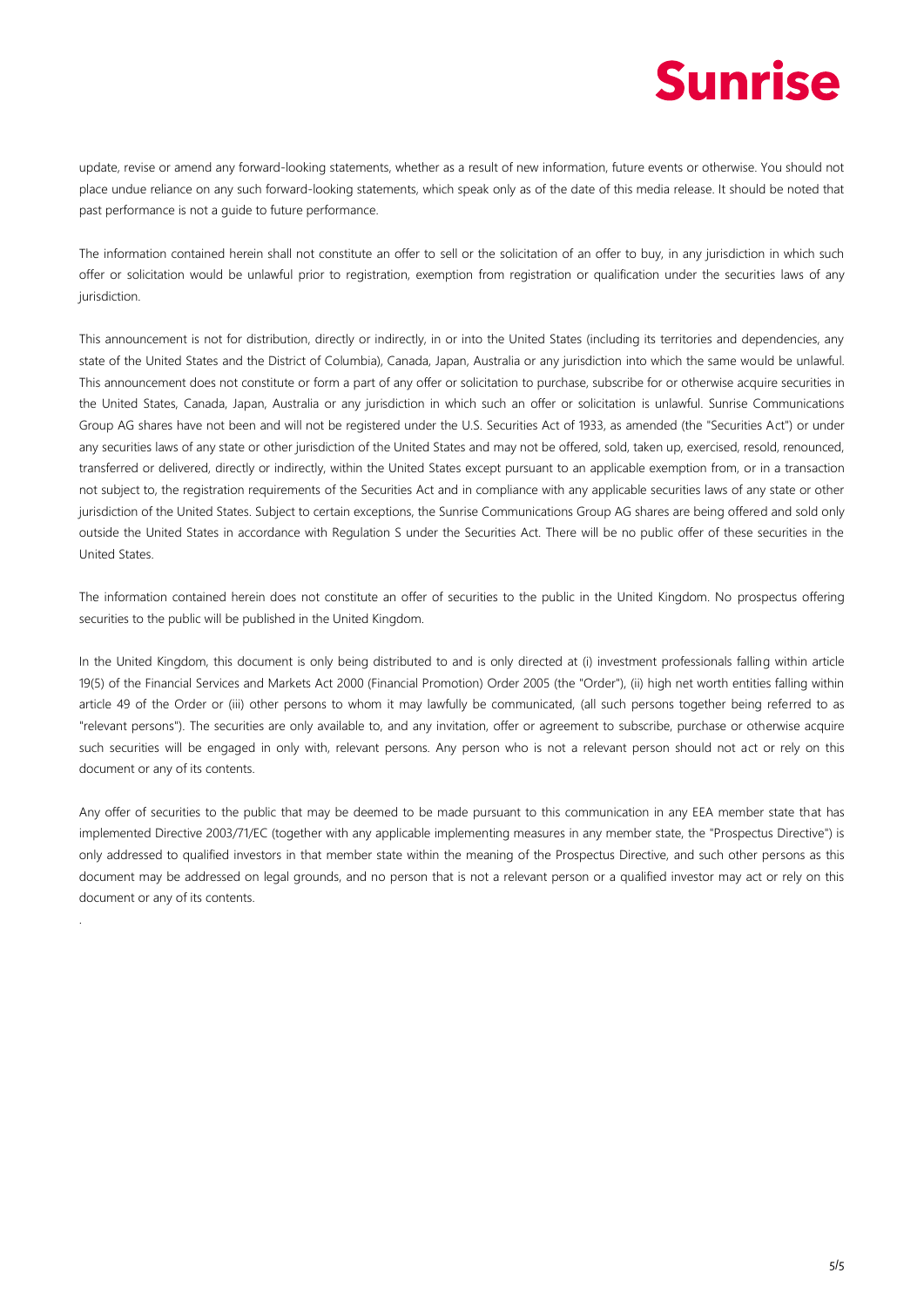update, revise or amend any forward-looking statements, whether as a result of new information, future events or otherwise. You should not place undue reliance on any such forward-looking statements, which speak only as of the date of this media release. It should be noted that past performance is not a guide to future performance.

The information contained herein shall not constitute an offer to sell or the solicitation of an offer to buy, in any jurisdiction in which such offer or solicitation would be unlawful prior to registration, exemption from registration or qualification under the securities laws of any jurisdiction.

This announcement is not for distribution, directly or indirectly, in or into the United States (including its territories and dependencies, any state of the United States and the District of Columbia), Canada, Japan, Australia or any jurisdiction into which the same would be unlawful. This announcement does not constitute or form a part of any offer or solicitation to purchase, subscribe for or otherwise acquire securities in the United States, Canada, Japan, Australia or any jurisdiction in which such an offer or solicitation is unlawful. Sunrise Communications Group AG shares have not been and will not be registered under the U.S. Securities Act of 1933, as amended (the "Securities Act") or under any securities laws of any state or other jurisdiction of the United States and may not be offered, sold, taken up, exercised, resold, renounced, transferred or delivered, directly or indirectly, within the United States except pursuant to an applicable exemption from, or in a transaction not subject to, the registration requirements of the Securities Act and in compliance with any applicable securities laws of any state or other jurisdiction of the United States. Subject to certain exceptions, the Sunrise Communications Group AG shares are being offered and sold only outside the United States in accordance with Regulation S under the Securities Act. There will be no public offer of these securities in the United States.

The information contained herein does not constitute an offer of securities to the public in the United Kingdom. No prospectus offering securities to the public will be published in the United Kingdom.

In the United Kingdom, this document is only being distributed to and is only directed at (i) investment professionals falling within article 19(5) of the Financial Services and Markets Act 2000 (Financial Promotion) Order 2005 (the "Order"), (ii) high net worth entities falling within article 49 of the Order or (iii) other persons to whom it may lawfully be communicated, (all such persons together being referred to as "relevant persons"). The securities are only available to, and any invitation, offer or agreement to subscribe, purchase or otherwise acquire such securities will be engaged in only with, relevant persons. Any person who is not a relevant person should not act or rely on this document or any of its contents.

Any offer of securities to the public that may be deemed to be made pursuant to this communication in any EEA member state that has implemented Directive 2003/71/EC (together with any applicable implementing measures in any member state, the "Prospectus Directive") is only addressed to qualified investors in that member state within the meaning of the Prospectus Directive, and such other persons as this document may be addressed on legal grounds, and no person that is not a relevant person or a qualified investor may act or rely on this document or any of its contents.